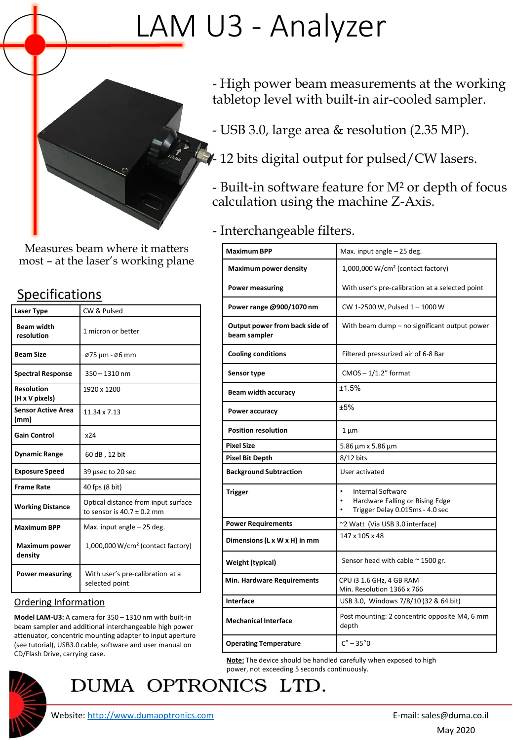# LAM U3 - Analyzer

- High power beam measurements at the working tabletop level with built-in air-cooled sampler.
- USB 3.0, large area & resolution (2.35 MP).
- 12 bits digital output for pulsed/CW lasers.
- Built-in software feature for M² or depth of focus calculation using the machine Z-Axis.
- Interchangeable filters.

Measures beam where it matters most – at the laser's working plane

## Specifications

| Laser Type | CW & Pulsed |
|---|---|
| Beam width resolution | 1 micron or better |
| Beam Size | ⌀75 µm - ⌀6 mm |
| Spectral Response | 350 – 1310 nm |
| Resolution (H x V pixels) | 1920 x 1200 |
| Sensor Active Area (mm) | 11.34 x 7.13 |
| Gain Control | x24 |
| Dynamic Range | 60 dB , 12 bit |
| Exposure Speed | 39 µsec to 20 sec |
| Frame Rate | 40 fps (8 bit) |
| Working Distance | Optical distance from input surface to sensor is 40.7 ± 0.2 mm |
| Maximum BPP | Max. input angle – 25 deg. |
| Maximum power density | 1,000,000 W/cm² (contact factory) |
| Power measuring | With user's pre-calibration at a selected point |
| Power range @900/1070 nm | CW 1-2500 W, Pulsed 1 – 1000 W |
| Output power from back side of beam sampler | With beam dump – no significant output power |
| Cooling conditions | Filtered pressurized air of 6-8 Bar |
| Sensor type | CMOS – 1/1.2" format |
| Beam width accuracy | ±1.5% |
| Power accuracy | ±5% |
| Position resolution | 1 µm |
| Pixel Size | 5.86 µm x 5.86 µm |
| Pixel Bit Depth | 8/12 bits |
| Background Subtraction | User activated |
| Trigger | • Internal Software<br>• Hardware Falling or Rising Edge<br>• Trigger Delay 0.015ms - 4.0 sec |
| Power Requirements | ~2 Watt (Via USB 3.0 interface) |
| Dimensions (L x W x H) in mm | 147 x 105 x 48 |
| Weight (typical) | Sensor head with cable ~ 1500 gr. |
| Min. Hardware Requirements | CPU i3 1.6 GHz, 4 GB RAM<br>Min. Resolution 1366 x 766 |
| Interface | USB 3.0, Windows 7/8/10 (32 & 64 bit) |
| Mechanical Interface | Post mounting: 2 concentric opposite M4, 6 mm depth |
| Operating Temperature | C° – 35°0 |

**Note:** The device should be handled carefully when exposed to high power, not exceeding 5 seconds continuously.

## Ordering Information

**Model LAM-U3:** A camera for 350 – 1310 nm with built-in beam sampler and additional interchangeable high power attenuator, concentric mounting adapter to input aperture (see tutorial), USB3.0 cable, software and user manual on CD/Flash Drive, carrying case.

**DUMA OPTRONICS LTD.**

Website: http://www.dumaoptronics.com

E-mail: sales@duma.co.il

May 2020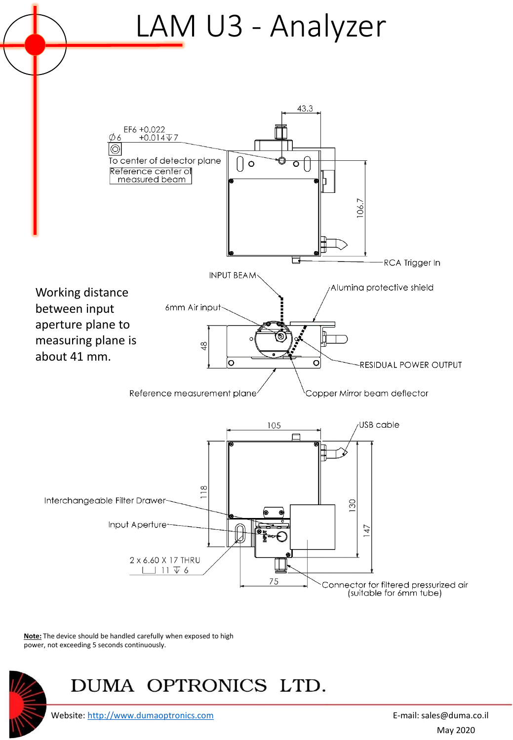# LAM U3 - Analyzer

43.3

EF6 +0.022
⌀6 +0.014 ↧7

To center of detector plane

Reference center of measured beam

106.7

RCA Trigger In

INPUT BEAM

Alumina protective shield

6mm Air input

48

RESIDUAL POWER OUTPUT

Reference measurement plane

Copper Mirror beam deflector

Working distance between input aperture plane to measuring plane is about 41 mm.

105

USB cable

118

130

147

Interchangeable Filter Drawer

Input Aperture

2 x 6.60 X 17 THRU
⌴ 11 ↧ 6

75

Connector for filtered pressurized air (suitable for 6mm tube)

**Note:** The device should be handled carefully when exposed to high power, not exceeding 5 seconds continuously.

DUMA OPTRONICS LTD.

Website: http://www.dumaoptronics.com

E-mail: sales@duma.co.il

May 2020